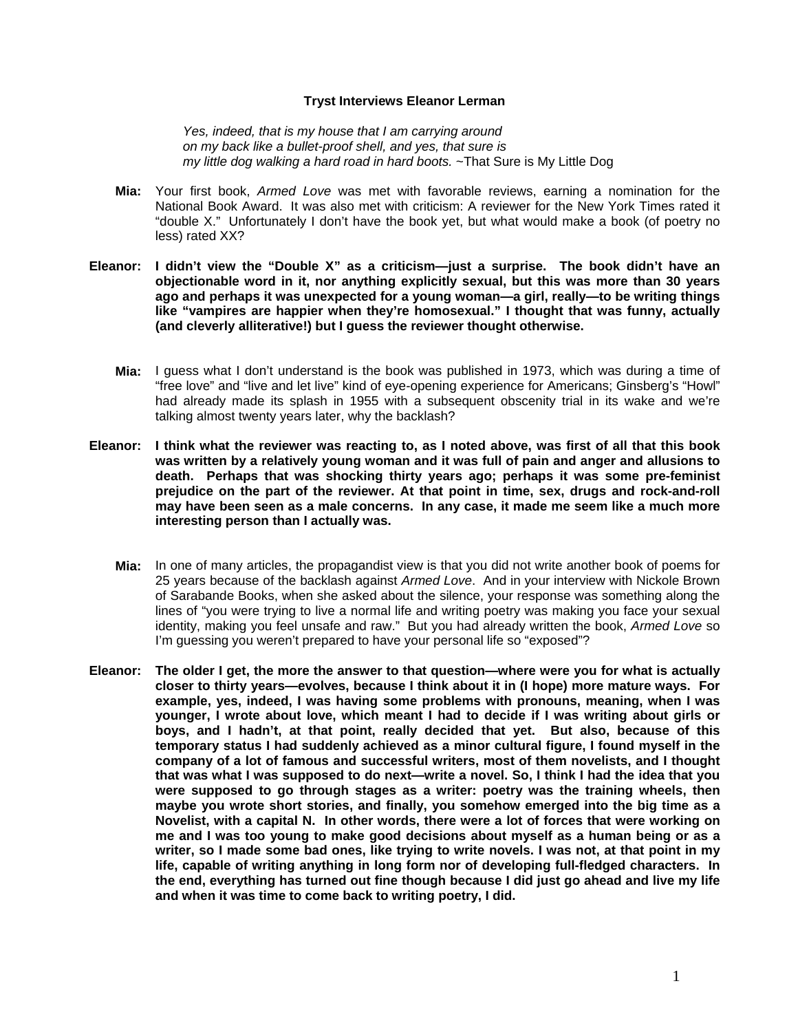# Tryst Interviews Eleanor Lerman

*Yes, indeed, that is my house that I am carrying around*
*on my back like a bullet-proof shell, and yes, that sure is*
*my little dog walking a hard road in hard boots.* ~That Sure is My Little Dog

**Mia:** Your first book, *Armed Love* was met with favorable reviews, earning a nomination for the National Book Award. It was also met with criticism: A reviewer for the New York Times rated it "double X." Unfortunately I don't have the book yet, but what would make a book (of poetry no less) rated XX?

**Eleanor: I didn't view the "Double X" as a criticism—just a surprise. The book didn't have an objectionable word in it, nor anything explicitly sexual, but this was more than 30 years ago and perhaps it was unexpected for a young woman—a girl, really—to be writing things like "vampires are happier when they're homosexual." I thought that was funny, actually (and cleverly alliterative!) but I guess the reviewer thought otherwise.**

**Mia:** I guess what I don't understand is the book was published in 1973, which was during a time of "free love" and "live and let live" kind of eye-opening experience for Americans; Ginsberg's "Howl" had already made its splash in 1955 with a subsequent obscenity trial in its wake and we're talking almost twenty years later, why the backlash?

**Eleanor: I think what the reviewer was reacting to, as I noted above, was first of all that this book was written by a relatively young woman and it was full of pain and anger and allusions to death. Perhaps that was shocking thirty years ago; perhaps it was some pre-feminist prejudice on the part of the reviewer. At that point in time, sex, drugs and rock-and-roll may have been seen as a male concerns. In any case, it made me seem like a much more interesting person than I actually was.**

**Mia:** In one of many articles, the propagandist view is that you did not write another book of poems for 25 years because of the backlash against *Armed Love*. And in your interview with Nickole Brown of Sarabande Books, when she asked about the silence, your response was something along the lines of "you were trying to live a normal life and writing poetry was making you face your sexual identity, making you feel unsafe and raw." But you had already written the book, *Armed Love* so I'm guessing you weren't prepared to have your personal life so "exposed"?

**Eleanor: The older I get, the more the answer to that question—where were you for what is actually closer to thirty years—evolves, because I think about it in (I hope) more mature ways. For example, yes, indeed, I was having some problems with pronouns, meaning, when I was younger, I wrote about love, which meant I had to decide if I was writing about girls or boys, and I hadn't, at that point, really decided that yet. But also, because of this temporary status I had suddenly achieved as a minor cultural figure, I found myself in the company of a lot of famous and successful writers, most of them novelists, and I thought that was what I was supposed to do next—write a novel. So, I think I had the idea that you were supposed to go through stages as a writer: poetry was the training wheels, then maybe you wrote short stories, and finally, you somehow emerged into the big time as a Novelist, with a capital N. In other words, there were a lot of forces that were working on me and I was too young to make good decisions about myself as a human being or as a writer, so I made some bad ones, like trying to write novels. I was not, at that point in my life, capable of writing anything in long form nor of developing full-fledged characters. In the end, everything has turned out fine though because I did just go ahead and live my life and when it was time to come back to writing poetry, I did.**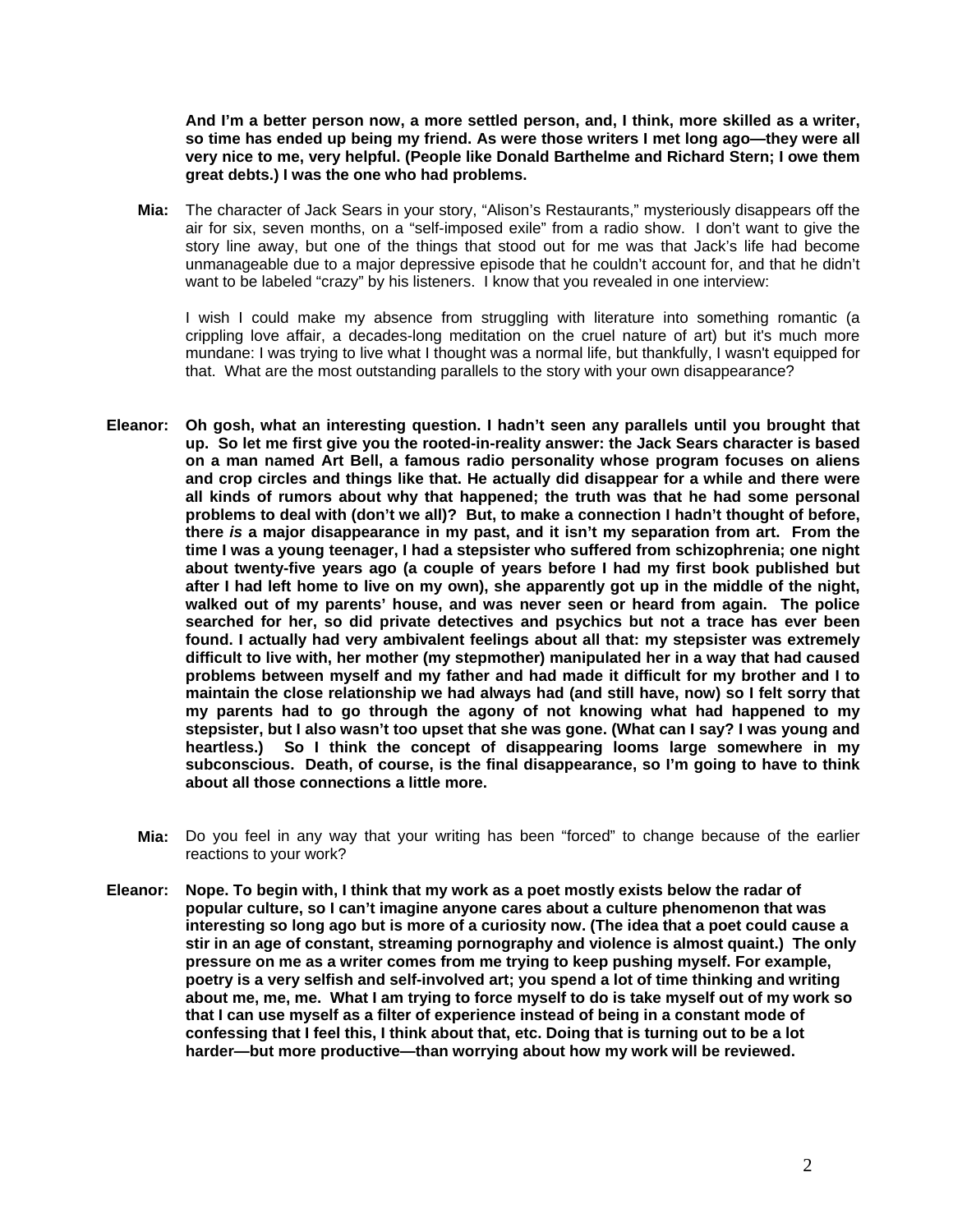**And I'm a better person now, a more settled person, and, I think, more skilled as a writer, so time has ended up being my friend. As were those writers I met long ago—they were all very nice to me, very helpful. (People like Donald Barthelme and Richard Stern; I owe them great debts.) I was the one who had problems.**

**Mia:** The character of Jack Sears in your story, "Alison's Restaurants," mysteriously disappears off the air for six, seven months, on a "self-imposed exile" from a radio show. I don't want to give the story line away, but one of the things that stood out for me was that Jack's life had become unmanageable due to a major depressive episode that he couldn't account for, and that he didn't want to be labeled "crazy" by his listeners. I know that you revealed in one interview:

I wish I could make my absence from struggling with literature into something romantic (a crippling love affair, a decades-long meditation on the cruel nature of art) but it's much more mundane: I was trying to live what I thought was a normal life, but thankfully, I wasn't equipped for that. What are the most outstanding parallels to the story with your own disappearance?

**Eleanor: Oh gosh, what an interesting question. I hadn't seen any parallels until you brought that up. So let me first give you the rooted-in-reality answer: the Jack Sears character is based on a man named Art Bell, a famous radio personality whose program focuses on aliens and crop circles and things like that. He actually did disappear for a while and there were all kinds of rumors about why that happened; the truth was that he had some personal problems to deal with (don't we all)? But, to make a connection I hadn't thought of before, there *is* a major disappearance in my past, and it isn't my separation from art. From the time I was a young teenager, I had a stepsister who suffered from schizophrenia; one night about twenty-five years ago (a couple of years before I had my first book published but after I had left home to live on my own), she apparently got up in the middle of the night, walked out of my parents' house, and was never seen or heard from again. The police searched for her, so did private detectives and psychics but not a trace has ever been found. I actually had very ambivalent feelings about all that: my stepsister was extremely difficult to live with, her mother (my stepmother) manipulated her in a way that had caused problems between myself and my father and had made it difficult for my brother and I to maintain the close relationship we had always had (and still have, now) so I felt sorry that my parents had to go through the agony of not knowing what had happened to my stepsister, but I also wasn't too upset that she was gone. (What can I say? I was young and heartless.) So I think the concept of disappearing looms large somewhere in my subconscious. Death, of course, is the final disappearance, so I'm going to have to think about all those connections a little more.**

**Mia:** Do you feel in any way that your writing has been "forced" to change because of the earlier reactions to your work?

**Eleanor: Nope. To begin with, I think that my work as a poet mostly exists below the radar of popular culture, so I can't imagine anyone cares about a culture phenomenon that was interesting so long ago but is more of a curiosity now. (The idea that a poet could cause a stir in an age of constant, streaming pornography and violence is almost quaint.) The only pressure on me as a writer comes from me trying to keep pushing myself. For example, poetry is a very selfish and self-involved art; you spend a lot of time thinking and writing about me, me, me. What I am trying to force myself to do is take myself out of my work so that I can use myself as a filter of experience instead of being in a constant mode of confessing that I feel this, I think about that, etc. Doing that is turning out to be a lot harder—but more productive—than worrying about how my work will be reviewed.**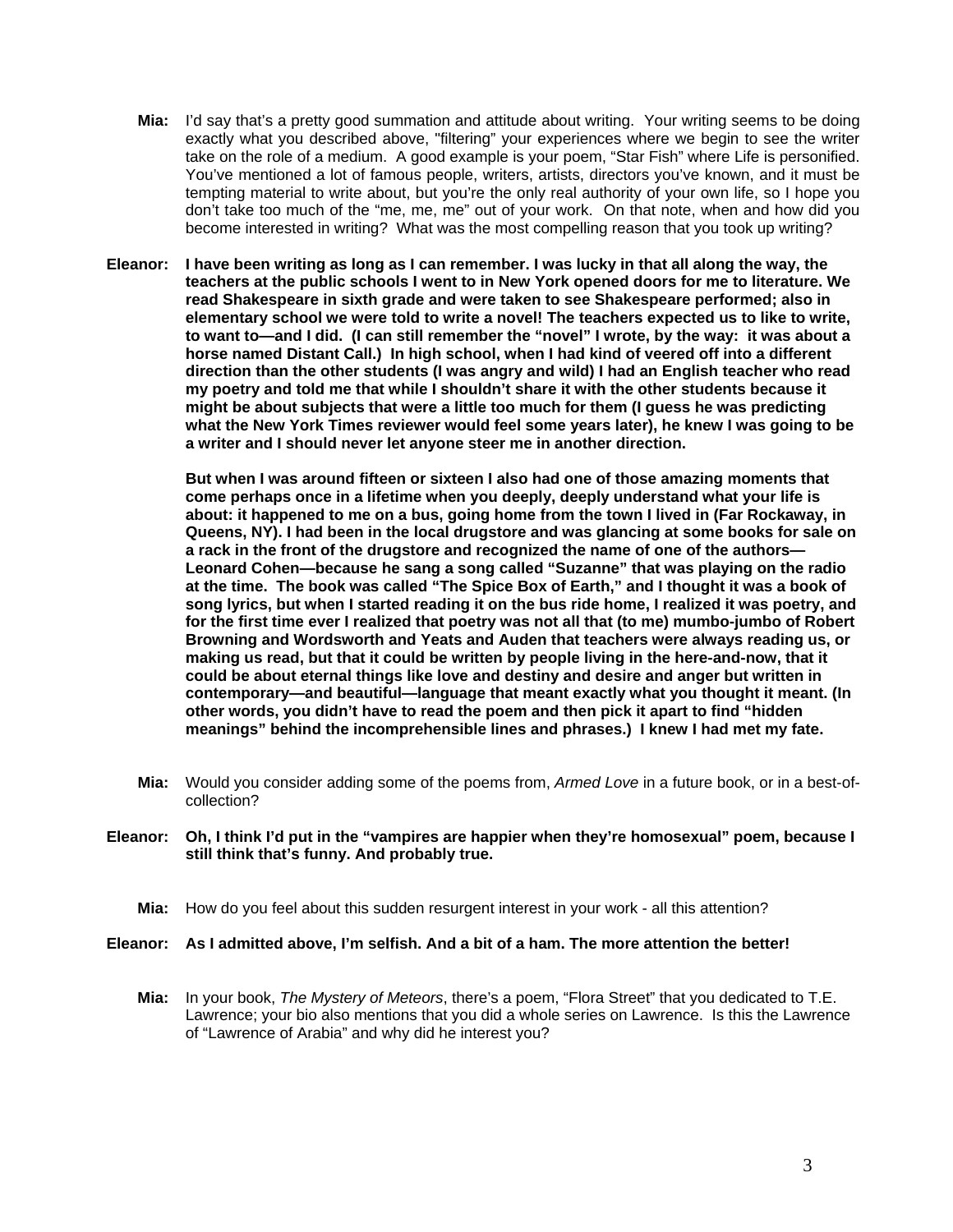**Mia:** I'd say that's a pretty good summation and attitude about writing. Your writing seems to be doing exactly what you described above, "filtering" your experiences where we begin to see the writer take on the role of a medium. A good example is your poem, "Star Fish" where Life is personified. You've mentioned a lot of famous people, writers, artists, directors you've known, and it must be tempting material to write about, but you're the only real authority of your own life, so I hope you don't take too much of the "me, me, me" out of your work. On that note, when and how did you become interested in writing? What was the most compelling reason that you took up writing?

**Eleanor: I have been writing as long as I can remember. I was lucky in that all along the way, the teachers at the public schools I went to in New York opened doors for me to literature. We read Shakespeare in sixth grade and were taken to see Shakespeare performed; also in elementary school we were told to write a novel! The teachers expected us to like to write, to want to—and I did. (I can still remember the "novel" I wrote, by the way: it was about a horse named Distant Call.) In high school, when I had kind of veered off into a different direction than the other students (I was angry and wild) I had an English teacher who read my poetry and told me that while I shouldn't share it with the other students because it might be about subjects that were a little too much for them (I guess he was predicting what the New York Times reviewer would feel some years later), he knew I was going to be a writer and I should never let anyone steer me in another direction.**

**But when I was around fifteen or sixteen I also had one of those amazing moments that come perhaps once in a lifetime when you deeply, deeply understand what your life is about: it happened to me on a bus, going home from the town I lived in (Far Rockaway, in Queens, NY). I had been in the local drugstore and was glancing at some books for sale on a rack in the front of the drugstore and recognized the name of one of the authors—Leonard Cohen—because he sang a song called "Suzanne" that was playing on the radio at the time. The book was called "The Spice Box of Earth," and I thought it was a book of song lyrics, but when I started reading it on the bus ride home, I realized it was poetry, and for the first time ever I realized that poetry was not all that (to me) mumbo-jumbo of Robert Browning and Wordsworth and Yeats and Auden that teachers were always reading us, or making us read, but that it could be written by people living in the here-and-now, that it could be about eternal things like love and destiny and desire and anger but written in contemporary—and beautiful—language that meant exactly what you thought it meant. (In other words, you didn't have to read the poem and then pick it apart to find "hidden meanings" behind the incomprehensible lines and phrases.) I knew I had met my fate.**

**Mia:** Would you consider adding some of the poems from, *Armed Love* in a future book, or in a best-of-collection?

**Eleanor: Oh, I think I'd put in the "vampires are happier when they're homosexual" poem, because I still think that's funny. And probably true.**

**Mia:** How do you feel about this sudden resurgent interest in your work - all this attention?

**Eleanor: As I admitted above, I'm selfish. And a bit of a ham. The more attention the better!**

**Mia:** In your book, *The Mystery of Meteors*, there's a poem, "Flora Street" that you dedicated to T.E. Lawrence; your bio also mentions that you did a whole series on Lawrence. Is this the Lawrence of "Lawrence of Arabia" and why did he interest you?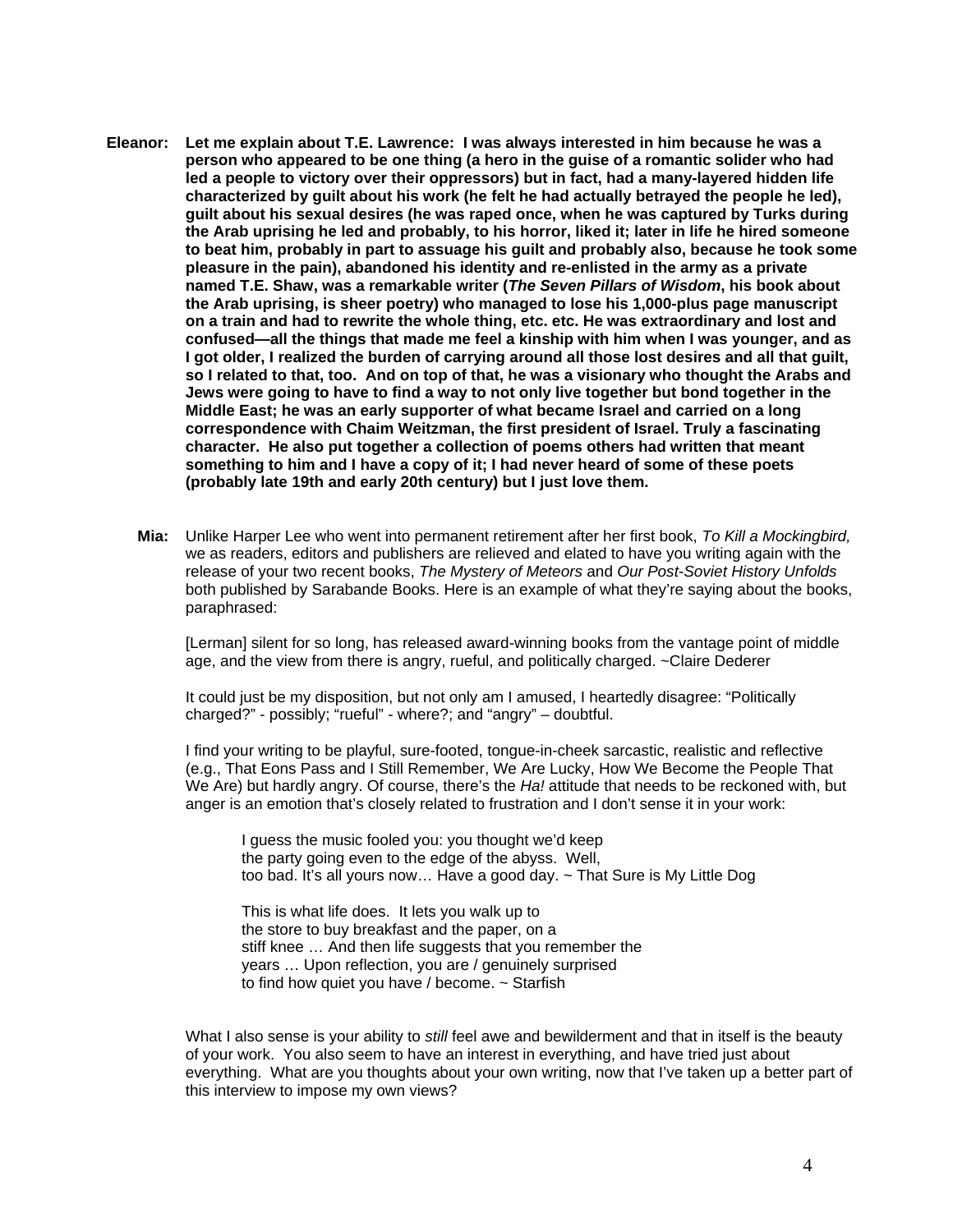**Eleanor:** **Let me explain about T.E. Lawrence: I was always interested in him because he was a person who appeared to be one thing (a hero in the guise of a romantic solider who had led a people to victory over their oppressors) but in fact, had a many-layered hidden life characterized by guilt about his work (he felt he had actually betrayed the people he led), guilt about his sexual desires (he was raped once, when he was captured by Turks during the Arab uprising he led and probably, to his horror, liked it; later in life he hired someone to beat him, probably in part to assuage his guilt and probably also, because he took some pleasure in the pain), abandoned his identity and re-enlisted in the army as a private named T.E. Shaw, was a remarkable writer (*The Seven Pillars of Wisdom*, his book about the Arab uprising, is sheer poetry) who managed to lose his 1,000-plus page manuscript on a train and had to rewrite the whole thing, etc. etc. He was extraordinary and lost and confused—all the things that made me feel a kinship with him when I was younger, and as I got older, I realized the burden of carrying around all those lost desires and all that guilt, so I related to that, too. And on top of that, he was a visionary who thought the Arabs and Jews were going to have to find a way to not only live together but bond together in the Middle East; he was an early supporter of what became Israel and carried on a long correspondence with Chaim Weitzman, the first president of Israel. Truly a fascinating character. He also put together a collection of poems others had written that meant something to him and I have a copy of it; I had never heard of some of these poets (probably late 19th and early 20th century) but I just love them.**

**Mia:** Unlike Harper Lee who went into permanent retirement after her first book, *To Kill a Mockingbird,* we as readers, editors and publishers are relieved and elated to have you writing again with the release of your two recent books, *The Mystery of Meteors* and *Our Post-Soviet History Unfolds* both published by Sarabande Books. Here is an example of what they're saying about the books, paraphrased:

[Lerman] silent for so long, has released award-winning books from the vantage point of middle age, and the view from there is angry, rueful, and politically charged. ~Claire Dederer

It could just be my disposition, but not only am I amused, I heartedly disagree: "Politically charged?" - possibly; "rueful" - where?; and "angry" – doubtful.

I find your writing to be playful, sure-footed, tongue-in-cheek sarcastic, realistic and reflective (e.g., That Eons Pass and I Still Remember, We Are Lucky, How We Become the People That We Are) but hardly angry. Of course, there's the *Ha!* attitude that needs to be reckoned with, but anger is an emotion that's closely related to frustration and I don't sense it in your work:

> I guess the music fooled you: you thought we'd keep
> the party going even to the edge of the abyss. Well,
> too bad. It's all yours now… Have a good day. ~ That Sure is My Little Dog

> This is what life does. It lets you walk up to
> the store to buy breakfast and the paper, on a
> stiff knee … And then life suggests that you remember the
> years … Upon reflection, you are / genuinely surprised
> to find how quiet you have / become. ~ Starfish

What I also sense is your ability to *still* feel awe and bewilderment and that in itself is the beauty of your work. You also seem to have an interest in everything, and have tried just about everything. What are you thoughts about your own writing, now that I've taken up a better part of this interview to impose my own views?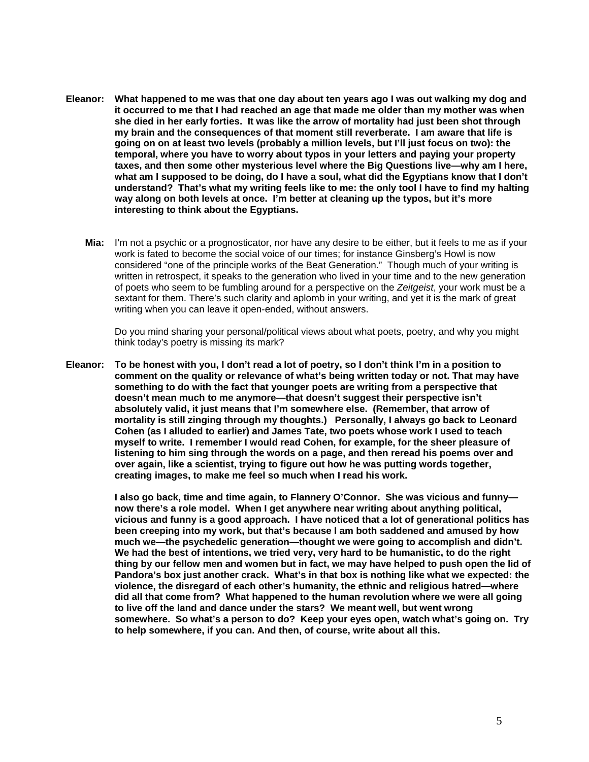**Eleanor:** **What happened to me was that one day about ten years ago I was out walking my dog and it occurred to me that I had reached an age that made me older than my mother was when she died in her early forties. It was like the arrow of mortality had just been shot through my brain and the consequences of that moment still reverberate. I am aware that life is going on on at least two levels (probably a million levels, but I'll just focus on two): the temporal, where you have to worry about typos in your letters and paying your property taxes, and then some other mysterious level where the Big Questions live—why am I here, what am I supposed to be doing, do I have a soul, what did the Egyptians know that I don't understand? That's what my writing feels like to me: the only tool I have to find my halting way along on both levels at once. I'm better at cleaning up the typos, but it's more interesting to think about the Egyptians.**

**Mia:** I'm not a psychic or a prognosticator, nor have any desire to be either, but it feels to me as if your work is fated to become the social voice of our times; for instance Ginsberg's Howl is now considered "one of the principle works of the Beat Generation." Though much of your writing is written in retrospect, it speaks to the generation who lived in your time and to the new generation of poets who seem to be fumbling around for a perspective on the *Zeitgeist*, your work must be a sextant for them. There's such clarity and aplomb in your writing, and yet it is the mark of great writing when you can leave it open-ended, without answers.

Do you mind sharing your personal/political views about what poets, poetry, and why you might think today's poetry is missing its mark?

**Eleanor:** **To be honest with you, I don't read a lot of poetry, so I don't think I'm in a position to comment on the quality or relevance of what's being written today or not. That may have something to do with the fact that younger poets are writing from a perspective that doesn't mean much to me anymore—that doesn't suggest their perspective isn't absolutely valid, it just means that I'm somewhere else. (Remember, that arrow of mortality is still zinging through my thoughts.) Personally, I always go back to Leonard Cohen (as I alluded to earlier) and James Tate, two poets whose work I used to teach myself to write. I remember I would read Cohen, for example, for the sheer pleasure of listening to him sing through the words on a page, and then reread his poems over and over again, like a scientist, trying to figure out how he was putting words together, creating images, to make me feel so much when I read his work.**

**I also go back, time and time again, to Flannery O'Connor. She was vicious and funny—now there's a role model. When I get anywhere near writing about anything political, vicious and funny is a good approach. I have noticed that a lot of generational politics has been creeping into my work, but that's because I am both saddened and amused by how much we—the psychedelic generation—thought we were going to accomplish and didn't. We had the best of intentions, we tried very, very hard to be humanistic, to do the right thing by our fellow men and women but in fact, we may have helped to push open the lid of Pandora's box just another crack. What's in that box is nothing like what we expected: the violence, the disregard of each other's humanity, the ethnic and religious hatred—where did all that come from? What happened to the human revolution where we were all going to live off the land and dance under the stars? We meant well, but went wrong somewhere. So what's a person to do? Keep your eyes open, watch what's going on. Try to help somewhere, if you can. And then, of course, write about all this.**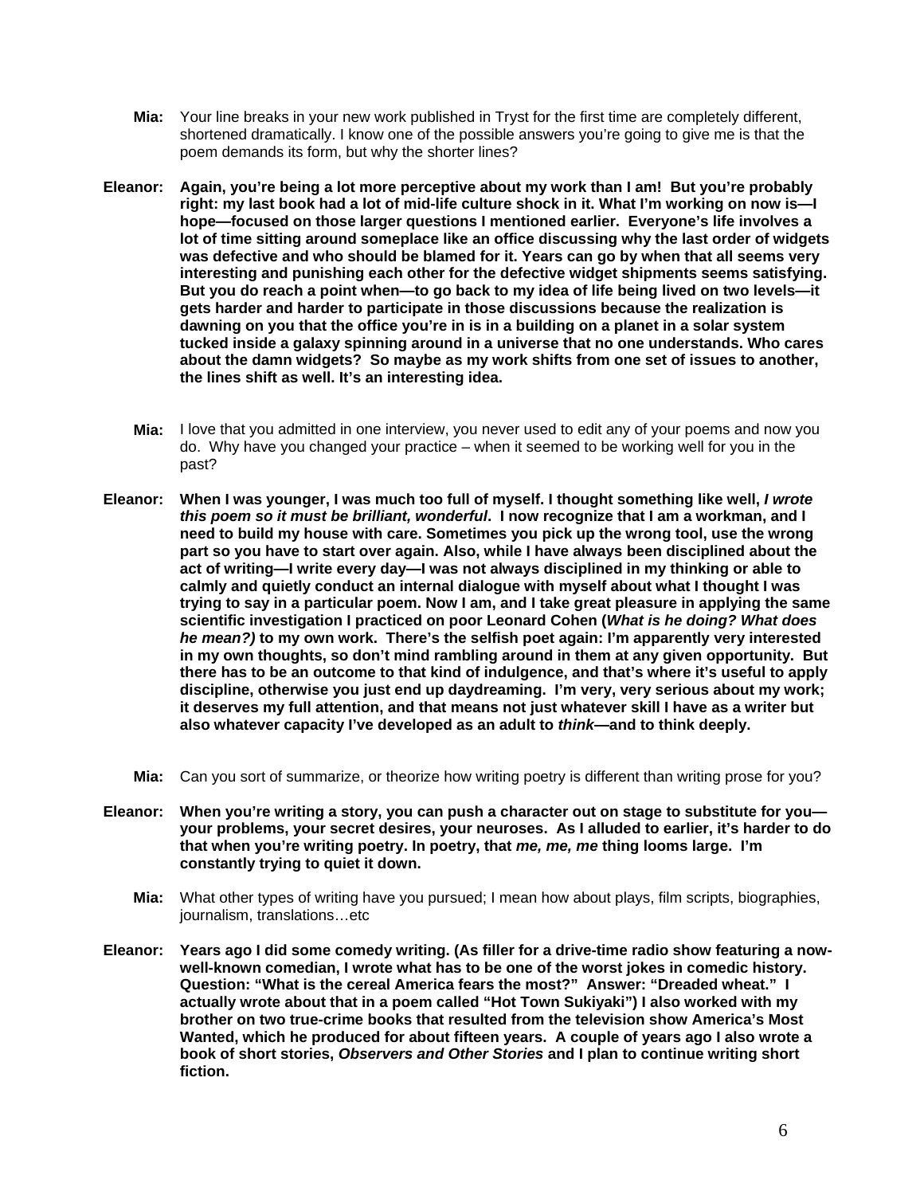**Mia:** Your line breaks in your new work published in Tryst for the first time are completely different, shortened dramatically. I know one of the possible answers you're going to give me is that the poem demands its form, but why the shorter lines?

**Eleanor: Again, you're being a lot more perceptive about my work than I am! But you're probably right: my last book had a lot of mid-life culture shock in it. What I'm working on now is—I hope—focused on those larger questions I mentioned earlier. Everyone's life involves a lot of time sitting around someplace like an office discussing why the last order of widgets was defective and who should be blamed for it. Years can go by when that all seems very interesting and punishing each other for the defective widget shipments seems satisfying. But you do reach a point when—to go back to my idea of life being lived on two levels—it gets harder and harder to participate in those discussions because the realization is dawning on you that the office you're in is in a building on a planet in a solar system tucked inside a galaxy spinning around in a universe that no one understands. Who cares about the damn widgets? So maybe as my work shifts from one set of issues to another, the lines shift as well. It's an interesting idea.**

**Mia:** I love that you admitted in one interview, you never used to edit any of your poems and now you do. Why have you changed your practice – when it seemed to be working well for you in the past?

**Eleanor: When I was younger, I was much too full of myself. I thought something like well, *I wrote this poem so it must be brilliant, wonderful*. I now recognize that I am a workman, and I need to build my house with care. Sometimes you pick up the wrong tool, use the wrong part so you have to start over again. Also, while I have always been disciplined about the act of writing—I write every day—I was not always disciplined in my thinking or able to calmly and quietly conduct an internal dialogue with myself about what I thought I was trying to say in a particular poem. Now I am, and I take great pleasure in applying the same scientific investigation I practiced on poor Leonard Cohen (*What is he doing? What does he mean?)* to my own work. There's the selfish poet again: I'm apparently very interested in my own thoughts, so don't mind rambling around in them at any given opportunity. But there has to be an outcome to that kind of indulgence, and that's where it's useful to apply discipline, otherwise you just end up daydreaming. I'm very, very serious about my work; it deserves my full attention, and that means not just whatever skill I have as a writer but also whatever capacity I've developed as an adult to *think*—and to think deeply.**

**Mia:** Can you sort of summarize, or theorize how writing poetry is different than writing prose for you?

**Eleanor: When you're writing a story, you can push a character out on stage to substitute for you—your problems, your secret desires, your neuroses. As I alluded to earlier, it's harder to do that when you're writing poetry. In poetry, that *me, me, me* thing looms large. I'm constantly trying to quiet it down.**

**Mia:** What other types of writing have you pursued; I mean how about plays, film scripts, biographies, journalism, translations…etc

**Eleanor: Years ago I did some comedy writing. (As filler for a drive-time radio show featuring a now-well-known comedian, I wrote what has to be one of the worst jokes in comedic history. Question: "What is the cereal America fears the most?" Answer: "Dreaded wheat." I actually wrote about that in a poem called "Hot Town Sukiyaki") I also worked with my brother on two true-crime books that resulted from the television show America's Most Wanted, which he produced for about fifteen years. A couple of years ago I also wrote a book of short stories, *Observers and Other Stories* and I plan to continue writing short fiction.**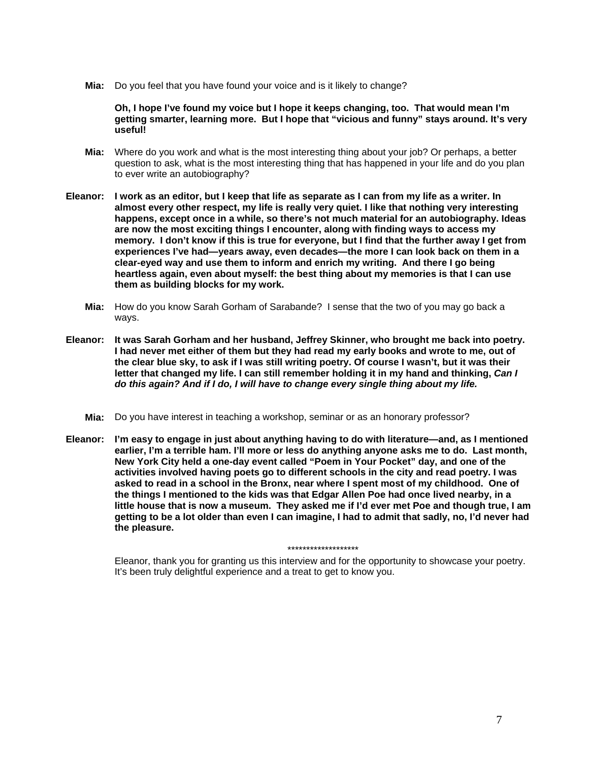**Mia:** Do you feel that you have found your voice and is it likely to change?

**Oh, I hope I've found my voice but I hope it keeps changing, too. That would mean I'm getting smarter, learning more. But I hope that "vicious and funny" stays around. It's very useful!**

**Mia:** Where do you work and what is the most interesting thing about your job? Or perhaps, a better question to ask, what is the most interesting thing that has happened in your life and do you plan to ever write an autobiography?

**Eleanor:** **I work as an editor, but I keep that life as separate as I can from my life as a writer. In almost every other respect, my life is really very quiet. I like that nothing very interesting happens, except once in a while, so there's not much material for an autobiography. Ideas are now the most exciting things I encounter, along with finding ways to access my memory. I don't know if this is true for everyone, but I find that the further away I get from experiences I've had—years away, even decades—the more I can look back on them in a clear-eyed way and use them to inform and enrich my writing. And there I go being heartless again, even about myself: the best thing about my memories is that I can use them as building blocks for my work.**

**Mia:** How do you know Sarah Gorham of Sarabande? I sense that the two of you may go back a ways.

**Eleanor:** **It was Sarah Gorham and her husband, Jeffrey Skinner, who brought me back into poetry. I had never met either of them but they had read my early books and wrote to me, out of the clear blue sky, to ask if I was still writing poetry. Of course I wasn't, but it was their letter that changed my life. I can still remember holding it in my hand and thinking, *Can I do this again? And if I do, I will have to change every single thing about my life.***

**Mia:** Do you have interest in teaching a workshop, seminar or as an honorary professor?

**Eleanor:** **I'm easy to engage in just about anything having to do with literature—and, as I mentioned earlier, I'm a terrible ham. I'll more or less do anything anyone asks me to do. Last month, New York City held a one-day event called "Poem in Your Pocket" day, and one of the activities involved having poets go to different schools in the city and read poetry. I was asked to read in a school in the Bronx, near where I spent most of my childhood. One of the things I mentioned to the kids was that Edgar Allen Poe had once lived nearby, in a little house that is now a museum. They asked me if I'd ever met Poe and though true, I am getting to be a lot older than even I can imagine, I had to admit that sadly, no, I'd never had the pleasure.**

*******************

Eleanor, thank you for granting us this interview and for the opportunity to showcase your poetry. It's been truly delightful experience and a treat to get to know you.